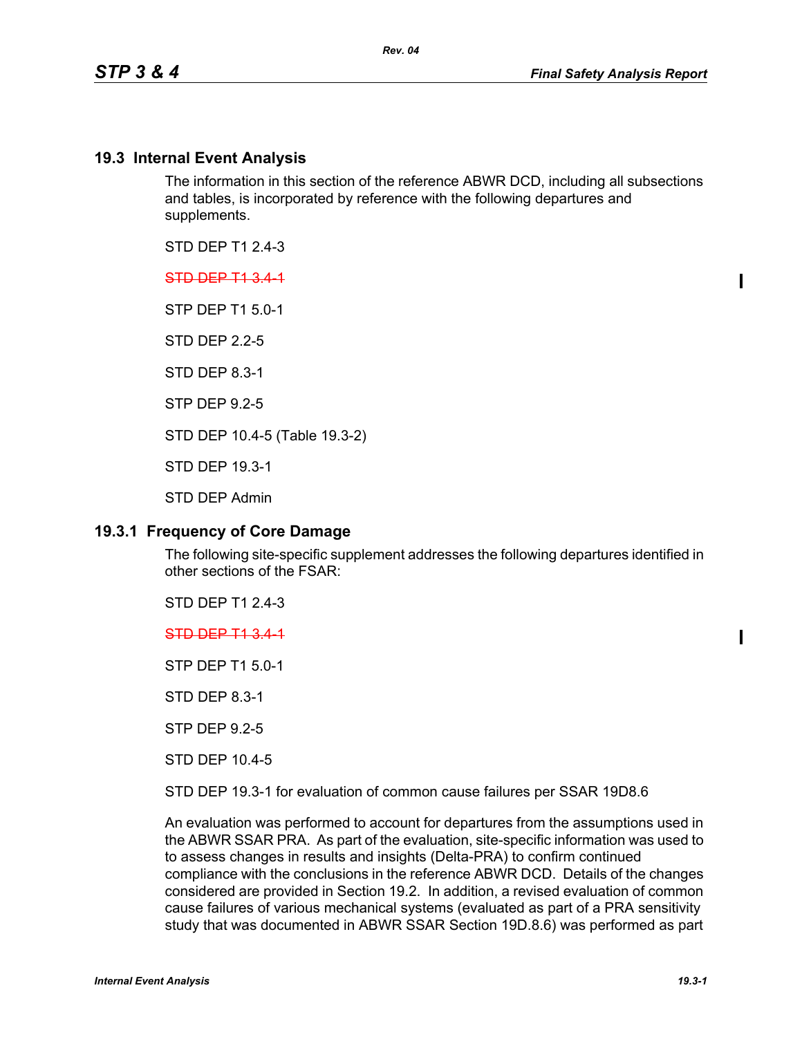## 19.3 Internal Event Analysis

The information in this section of the reference ABWR DCD, including all subsections and tables, is incorporated by reference with the following departures and supplements.

STD DEP T1 2.4-3

~~STD DEP T1 3.4-1~~

STP DEP T1 5.0-1

STD DEP 2.2-5

STD DEP 8.3-1

STP DEP 9.2-5

STD DEP 10.4-5 (Table 19.3-2)

STD DEP 19.3-1

STD DEP Admin

### 19.3.1 Frequency of Core Damage

The following site-specific supplement addresses the following departures identified in other sections of the FSAR:

STD DEP T1 2.4-3

~~STD DEP T1 3.4-1~~

STP DEP T1 5.0-1

STD DEP 8.3-1

STP DEP 9.2-5

STD DEP 10.4-5

STD DEP 19.3-1 for evaluation of common cause failures per SSAR 19D8.6

An evaluation was performed to account for departures from the assumptions used in the ABWR SSAR PRA. As part of the evaluation, site-specific information was used to to assess changes in results and insights (Delta-PRA) to confirm continued compliance with the conclusions in the reference ABWR DCD. Details of the changes considered are provided in Section 19.2. In addition, a revised evaluation of common cause failures of various mechanical systems (evaluated as part of a PRA sensitivity study that was documented in ABWR SSAR Section 19D.8.6) was performed as part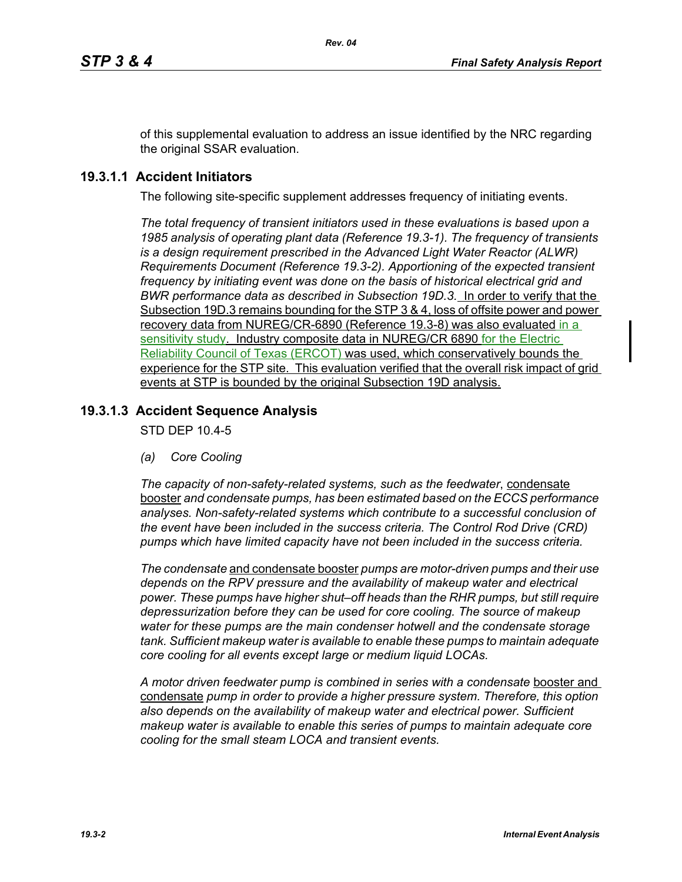of this supplemental evaluation to address an issue identified by the NRC regarding the original SSAR evaluation.

### 19.3.1.1 Accident Initiators

The following site-specific supplement addresses frequency of initiating events.

*The total frequency of transient initiators used in these evaluations is based upon a 1985 analysis of operating plant data (Reference 19.3-1). The frequency of transients is a design requirement prescribed in the Advanced Light Water Reactor (ALWR) Requirements Document (Reference 19.3-2). Apportioning of the expected transient frequency by initiating event was done on the basis of historical electrical grid and BWR performance data as described in Subsection 19D.3.* In order to verify that the Subsection 19D.3 remains bounding for the STP 3 & 4, loss of offsite power and power recovery data from NUREG/CR-6890 (Reference 19.3-8) was also evaluated in a sensitivity study. Industry composite data in NUREG/CR 6890 for the Electric Reliability Council of Texas (ERCOT) was used, which conservatively bounds the experience for the STP site. This evaluation verified that the overall risk impact of grid events at STP is bounded by the original Subsection 19D analysis.

### 19.3.1.3 Accident Sequence Analysis

STD DEP 10.4-5

*(a) Core Cooling*

*The capacity of non-safety-related systems, such as the feedwater*, condensate booster *and condensate pumps, has been estimated based on the ECCS performance analyses. Non-safety-related systems which contribute to a successful conclusion of the event have been included in the success criteria. The Control Rod Drive (CRD) pumps which have limited capacity have not been included in the success criteria.*

*The condensate* and condensate booster *pumps are motor-driven pumps and their use depends on the RPV pressure and the availability of makeup water and electrical power. These pumps have higher shut–off heads than the RHR pumps, but still require depressurization before they can be used for core cooling. The source of makeup water for these pumps are the main condenser hotwell and the condensate storage tank. Sufficient makeup water is available to enable these pumps to maintain adequate core cooling for all events except large or medium liquid LOCAs.*

*A motor driven feedwater pump is combined in series with a condensate* booster and condensate *pump in order to provide a higher pressure system. Therefore, this option also depends on the availability of makeup water and electrical power. Sufficient makeup water is available to enable this series of pumps to maintain adequate core cooling for the small steam LOCA and transient events.*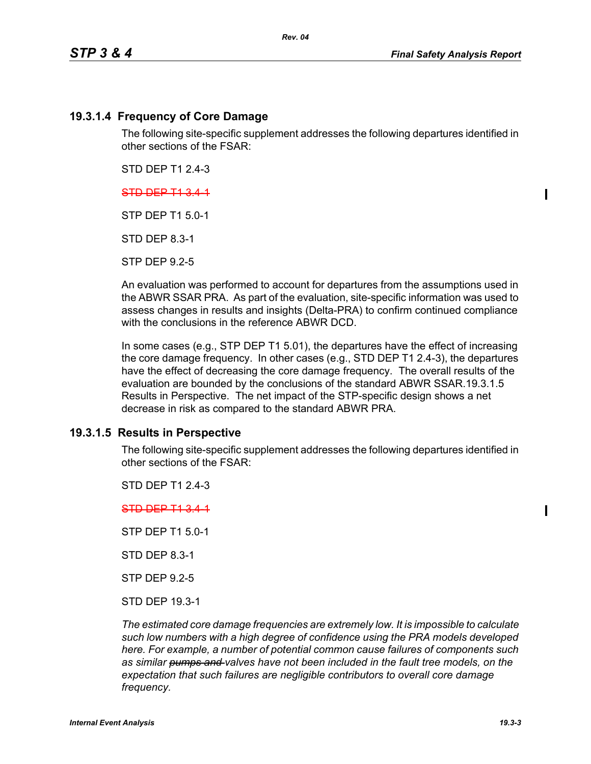### 19.3.1.4 Frequency of Core Damage

The following site-specific supplement addresses the following departures identified in other sections of the FSAR:

STD DEP T1 2.4-3

~~STD DEP T1 3.4-1~~

STP DEP T1 5.0-1

STD DEP 8.3-1

STP DEP 9.2-5

An evaluation was performed to account for departures from the assumptions used in the ABWR SSAR PRA. As part of the evaluation, site-specific information was used to assess changes in results and insights (Delta-PRA) to confirm continued compliance with the conclusions in the reference ABWR DCD.

In some cases (e.g., STP DEP T1 5.01), the departures have the effect of increasing the core damage frequency. In other cases (e.g., STD DEP T1 2.4-3), the departures have the effect of decreasing the core damage frequency. The overall results of the evaluation are bounded by the conclusions of the standard ABWR SSAR.19.3.1.5 Results in Perspective. The net impact of the STP-specific design shows a net decrease in risk as compared to the standard ABWR PRA.

### 19.3.1.5 Results in Perspective

The following site-specific supplement addresses the following departures identified in other sections of the FSAR:

STD DEP T1 2.4-3

~~STD DEP T1 3.4-1~~

STP DEP T1 5.0-1

STD DEP 8.3-1

STP DEP 9.2-5

STD DEP 19.3-1

*The estimated core damage frequencies are extremely low. It is impossible to calculate such low numbers with a high degree of confidence using the PRA models developed here. For example, a number of potential common cause failures of components such as similar ~~pumps and~~ valves have not been included in the fault tree models, on the expectation that such failures are negligible contributors to overall core damage frequency.*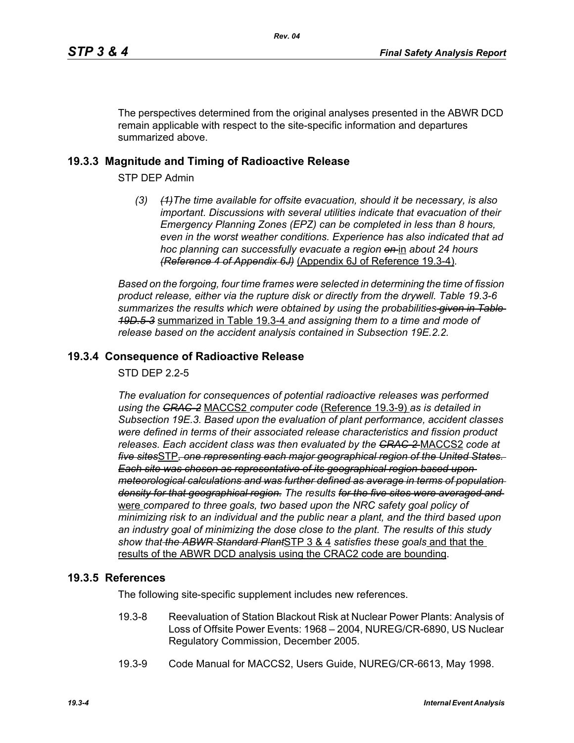The perspectives determined from the original analyses presented in the ABWR DCD remain applicable with respect to the site-specific information and departures summarized above.

## 19.3.3 Magnitude and Timing of Radioactive Release

STP DEP Admin

*(3) ~~(1)~~The time available for offsite evacuation, should it be necessary, is also important. Discussions with several utilities indicate that evacuation of their Emergency Planning Zones (EPZ) can be completed in less than 8 hours, even in the worst weather conditions. Experience has also indicated that ad hoc planning can successfully evacuate a region ~~on~~* in *about 24 hours ~~(Reference 4 of Appendix 6J)~~* (Appendix 6J of Reference 19.3-4)*.*

*Based on the forgoing, four time frames were selected in determining the time of fission product release, either via the rupture disk or directly from the drywell. Table 19.3-6 summarizes the results which were obtained by using the probabilities ~~given in Table 19D.5-3~~* summarized in Table 19.3-4 *and assigning them to a time and mode of release based on the accident analysis contained in Subsection 19E.2.2.*

## 19.3.4 Consequence of Radioactive Release

STD DEP 2.2-5

*The evaluation for consequences of potential radioactive releases was performed using the ~~CRAC-2~~* MACCS2 *computer code* (Reference 19.3-9) *as is detailed in Subsection 19E.3. Based upon the evaluation of plant performance, accident classes were defined in terms of their associated release characteristics and fission product releases. Each accident class was then evaluated by the ~~CRAC-2~~* MACCS2 *code at ~~five sites~~*STP*~~, one representing each major geographical region of the United States. Each site was chosen as representative of its geographical region based upon meteorological calculations and was further defined as average in terms of population density for that geographical region.~~ The results ~~for the five sites were averaged and~~* were *compared to three goals, two based upon the NRC safety goal policy of minimizing risk to an individual and the public near a plant, and the third based upon an industry goal of minimizing the dose close to the plant. The results of this study show that ~~the ABWR Standard Plant~~*STP 3 & 4 *satisfies these goals* and that the results of the ABWR DCD analysis using the CRAC2 code are bounding.

## 19.3.5 References

The following site-specific supplement includes new references.

19.3-8 Reevaluation of Station Blackout Risk at Nuclear Power Plants: Analysis of Loss of Offsite Power Events: 1968 – 2004, NUREG/CR-6890, US Nuclear Regulatory Commission, December 2005.

19.3-9 Code Manual for MACCS2, Users Guide, NUREG/CR-6613, May 1998.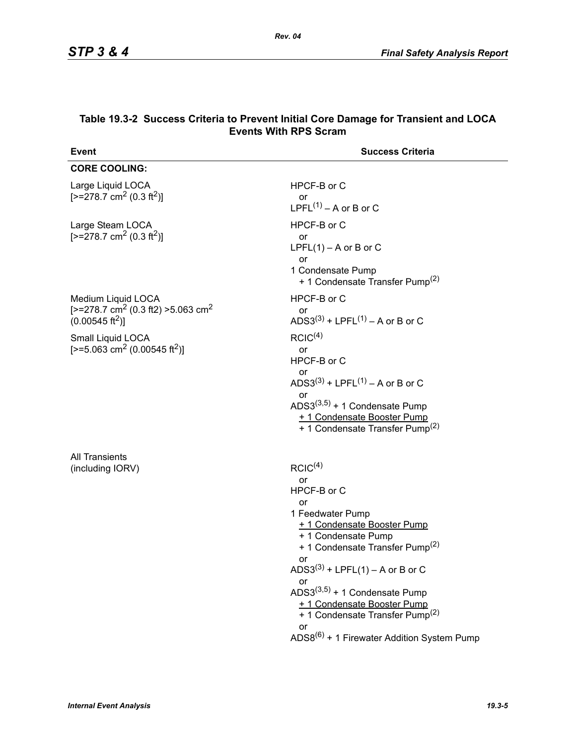## Table 19.3-2 Success Criteria to Prevent Initial Core Damage for Transient and LOCA Events With RPS Scram

| Event | Success Criteria |
|---|---|
| **CORE COOLING:** | |
| Large Liquid LOCA [>=278.7 $cm^2$ (0.3 $ft^2$)] | HPCF-B or C<br>or<br>LPFL[(1)] – A or B or C |
| Large Steam LOCA [>=278.7 $cm^2$ (0.3 $ft^2$)] | HPCF-B or C<br>or<br>LPFL(1) – A or B or C<br>or<br>1 Condensate Pump<br>+ 1 Condensate Transfer Pump[(2)] |
| Medium Liquid LOCA [>=278.7 $cm^2$ (0.3 ft2) >5.063 $cm^2$ (0.00545 $ft^2$)] | HPCF-B or C<br>or<br>ADS3[(3)] + LPFL[(1)] – A or B or C |
| Small Liquid LOCA [>=5.063 $cm^2$ (0.00545 $ft^2$)] | RCIC[(4)]<br>or<br>HPCF-B or C<br>or<br>ADS3[(3)] + LPFL[(1)] – A or B or C<br>or<br>ADS3[(3,5)] + 1 Condensate Pump<br><u>+ 1 Condensate Booster Pump</u><br>+ 1 Condensate Transfer Pump[(2)] |
| All Transients (including IORV) | RCIC[(4)]<br>or<br>HPCF-B or C<br>or<br>1 Feedwater Pump<br><u>+ 1 Condensate Booster Pump</u><br>+ 1 Condensate Pump<br>+ 1 Condensate Transfer Pump[(2)]<br>or<br>ADS3[(3)] + LPFL(1) – A or B or C<br>or<br>ADS3[(3,5)] + 1 Condensate Pump<br><u>+ 1 Condensate Booster Pump</u><br>+ 1 Condensate Transfer Pump[(2)]<br>or<br>ADS8[(6)] + 1 Firewater Addition System Pump |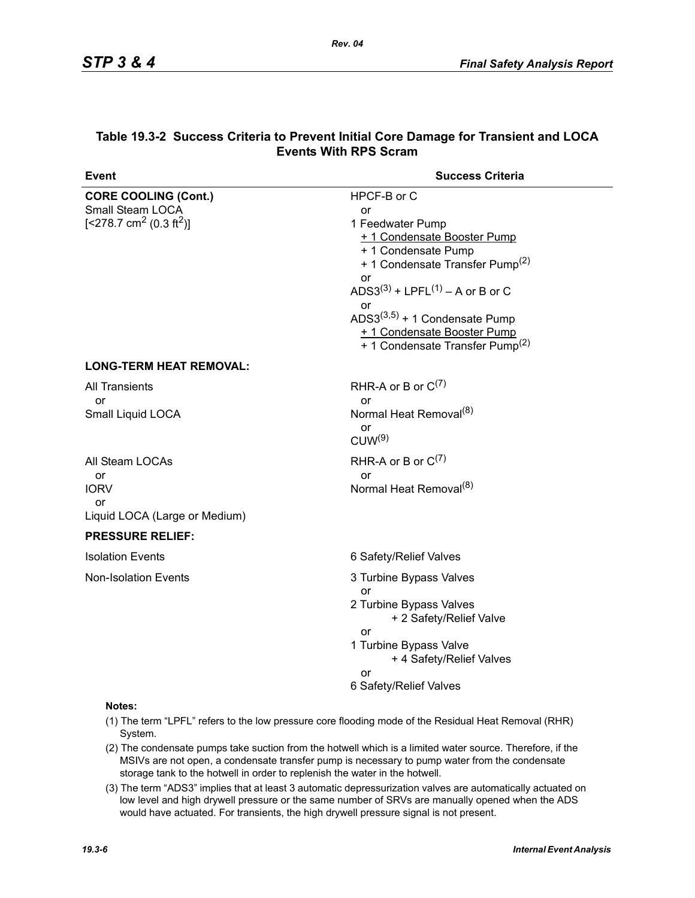## Table 19.3-2 Success Criteria to Prevent Initial Core Damage for Transient and LOCA Events With RPS Scram

| Event | Success Criteria |
|---|---|
| **CORE COOLING (Cont.)**<br>Small Steam LOCA<br>[<278.7 $cm^2$ (0.3 $ft^2$)] | HPCF-B or C<br>or<br>1 Feedwater Pump<br>+ 1 Condensate Booster Pump<br>+ 1 Condensate Pump<br>+ 1 Condensate Transfer Pump(2)<br>or<br>ADS3(3) + LPFL(1) – A or B or C<br>or<br>ADS3(3,5) + 1 Condensate Pump<br>+ 1 Condensate Booster Pump<br>+ 1 Condensate Transfer Pump(2) |
| **LONG-TERM HEAT REMOVAL:** | |
| All Transients<br>or<br>Small Liquid LOCA | RHR-A or B or C(7)<br>or<br>Normal Heat Removal(8)<br>or<br>CUW(9) |
| All Steam LOCAs<br>or<br>IORV<br>or<br>Liquid LOCA (Large or Medium) | RHR-A or B or C(7)<br>or<br>Normal Heat Removal(8) |
| **PRESSURE RELIEF:** | |
| Isolation Events | 6 Safety/Relief Valves |
| Non-Isolation Events | 3 Turbine Bypass Valves<br>or<br>2 Turbine Bypass Valves<br>+ 2 Safety/Relief Valve<br>or<br>1 Turbine Bypass Valve<br>+ 4 Safety/Relief Valves<br>or<br>6 Safety/Relief Valves |

**Notes:**

(1) The term "LPFL" refers to the low pressure core flooding mode of the Residual Heat Removal (RHR) System.

(2) The condensate pumps take suction from the hotwell which is a limited water source. Therefore, if the MSIVs are not open, a condensate transfer pump is necessary to pump water from the condensate storage tank to the hotwell in order to replenish the water in the hotwell.

(3) The term "ADS3" implies that at least 3 automatic depressurization valves are automatically actuated on low level and high drywell pressure or the same number of SRVs are manually opened when the ADS would have actuated. For transients, the high drywell pressure signal is not present.